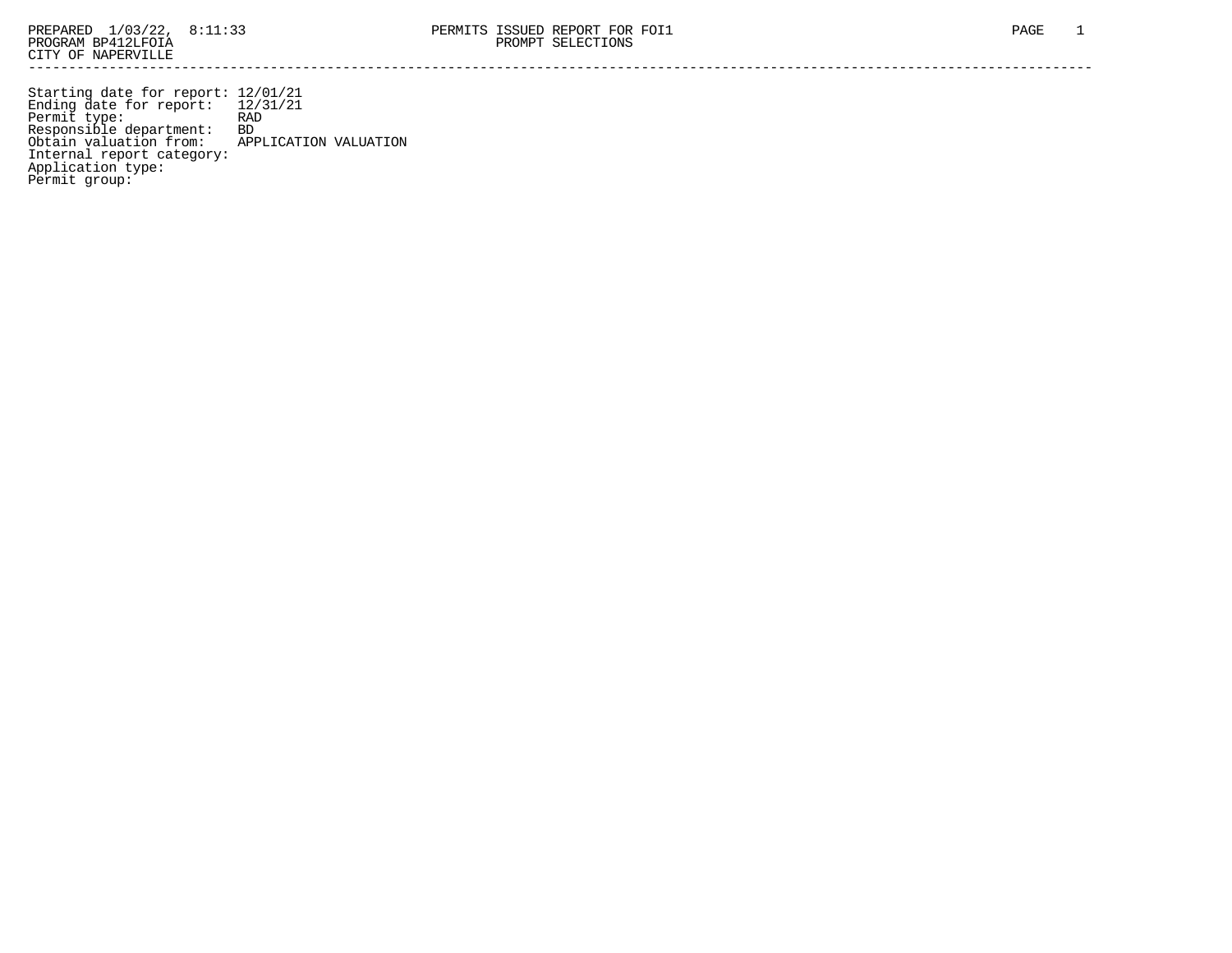PREPARED 1/03/22, 8:11:33
PROGRAM BP412LFOIA
CITY OF NAPERVILLE

PERMITS ISSUED REPORT FOR FOI1
PROMPT SELECTIONS

PAGE 1

---

Starting date for report: 12/01/21
Ending date for report: 12/31/21
Permit type: RAD
Responsible department: BD
Obtain valuation from: APPLICATION VALUATION
Internal report category:
Application type:
Permit group: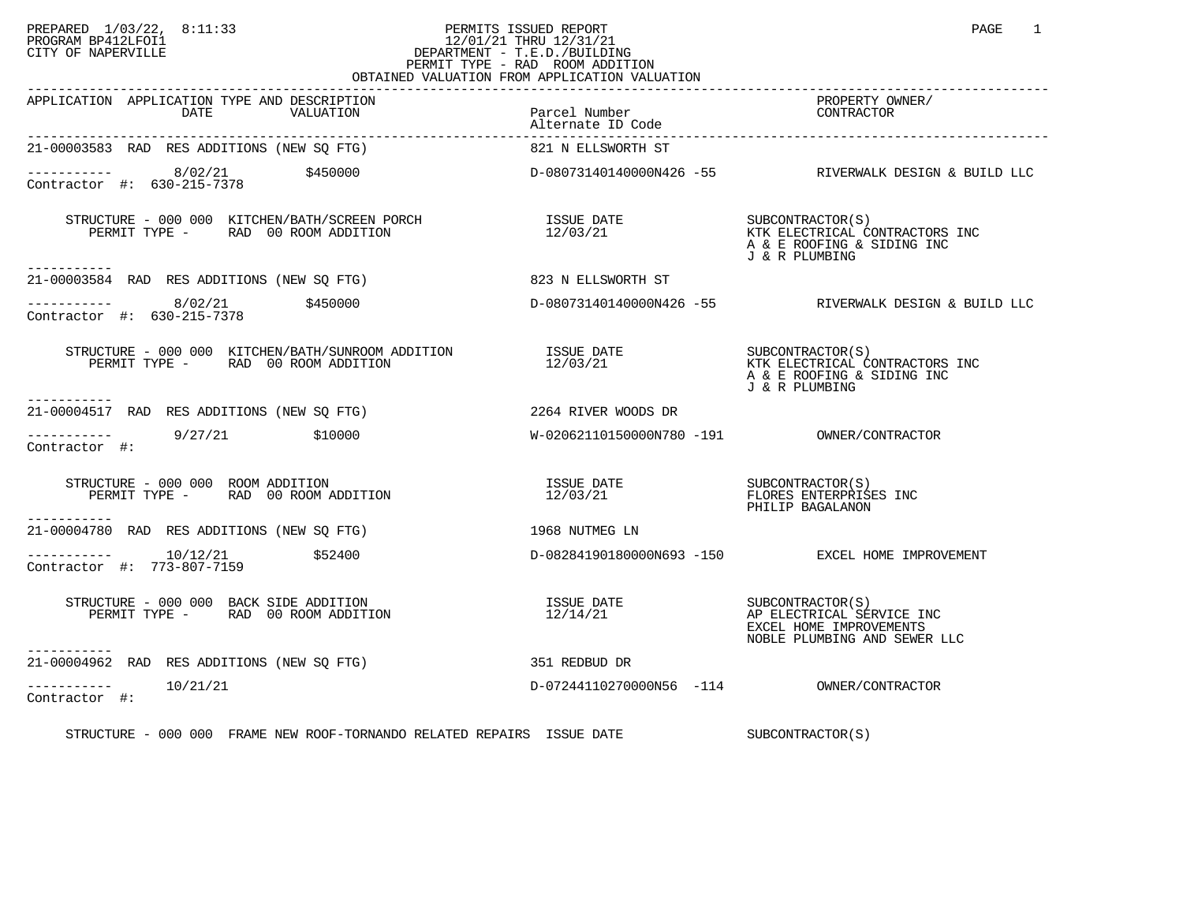PREPARED 1/03/22, 8:11:33
PROGRAM BP412LFOI1
CITY OF NAPERVILLE

PERMITS ISSUED REPORT
12/01/21 THRU 12/31/21
DEPARTMENT - T.E.D./BUILDING
PERMIT TYPE - RAD ROOM ADDITION
OBTAINED VALUATION FROM APPLICATION VALUATION

| APPLICATION | APPLICATION TYPE AND DESCRIPTION DATE | VALUATION | Parcel Number / Alternate ID Code | PROPERTY OWNER/ CONTRACTOR |
|---|---|---|---|---|
| 21-00003583 | RAD RES ADDITIONS (NEW SQ FTG) | | 821 N ELLSWORTH ST | |
| Contractor #: 630-215-7378 | 8/02/21 | $450000 | D-08073140140000N426 -55 | RIVERWALK DESIGN & BUILD LLC |
| | STRUCTURE - 000 000 KITCHEN/BATH/SCREEN PORCH<br>PERMIT TYPE - RAD 00 ROOM ADDITION | | ISSUE DATE 12/03/21 | SUBCONTRACTOR(S)<br>KTK ELECTRICAL CONTRACTORS INC<br>A & E ROOFING & SIDING INC<br>J & R PLUMBING |
| 21-00003584 | RAD RES ADDITIONS (NEW SQ FTG) | | 823 N ELLSWORTH ST | |
| Contractor #: 630-215-7378 | 8/02/21 | $450000 | D-08073140140000N426 -55 | RIVERWALK DESIGN & BUILD LLC |
| | STRUCTURE - 000 000 KITCHEN/BATH/SUNROOM ADDITION<br>PERMIT TYPE - RAD 00 ROOM ADDITION | | ISSUE DATE 12/03/21 | SUBCONTRACTOR(S)<br>KTK ELECTRICAL CONTRACTORS INC<br>A & E ROOFING & SIDING INC<br>J & R PLUMBING |
| 21-00004517 | RAD RES ADDITIONS (NEW SQ FTG) | | 2264 RIVER WOODS DR | |
| Contractor #: | 9/27/21 | $10000 | W-02062110150000N780 -191 | OWNER/CONTRACTOR |
| | STRUCTURE - 000 000 ROOM ADDITION<br>PERMIT TYPE - RAD 00 ROOM ADDITION | | ISSUE DATE 12/03/21 | SUBCONTRACTOR(S)<br>FLORES ENTERPRISES INC<br>PHILIP BAGALANON |
| 21-00004780 | RAD RES ADDITIONS (NEW SQ FTG) | | 1968 NUTMEG LN | |
| Contractor #: 773-807-7159 | 10/12/21 | $52400 | D-08284190180000N693 -150 | EXCEL HOME IMPROVEMENT |
| | STRUCTURE - 000 000 BACK SIDE ADDITION<br>PERMIT TYPE - RAD 00 ROOM ADDITION | | ISSUE DATE 12/14/21 | SUBCONTRACTOR(S)<br>AP ELECTRICAL SERVICE INC<br>EXCEL HOME IMPROVEMENTS<br>NOBLE PLUMBING AND SEWER LLC |
| 21-00004962 | RAD RES ADDITIONS (NEW SQ FTG) | | 351 REDBUD DR | |
| Contractor #: | 10/21/21 | | D-07244110270000N56 -114 | OWNER/CONTRACTOR |
| | STRUCTURE - 000 000 FRAME NEW ROOF-TORNANDO RELATED REPAIRS | | ISSUE DATE | SUBCONTRACTOR(S) |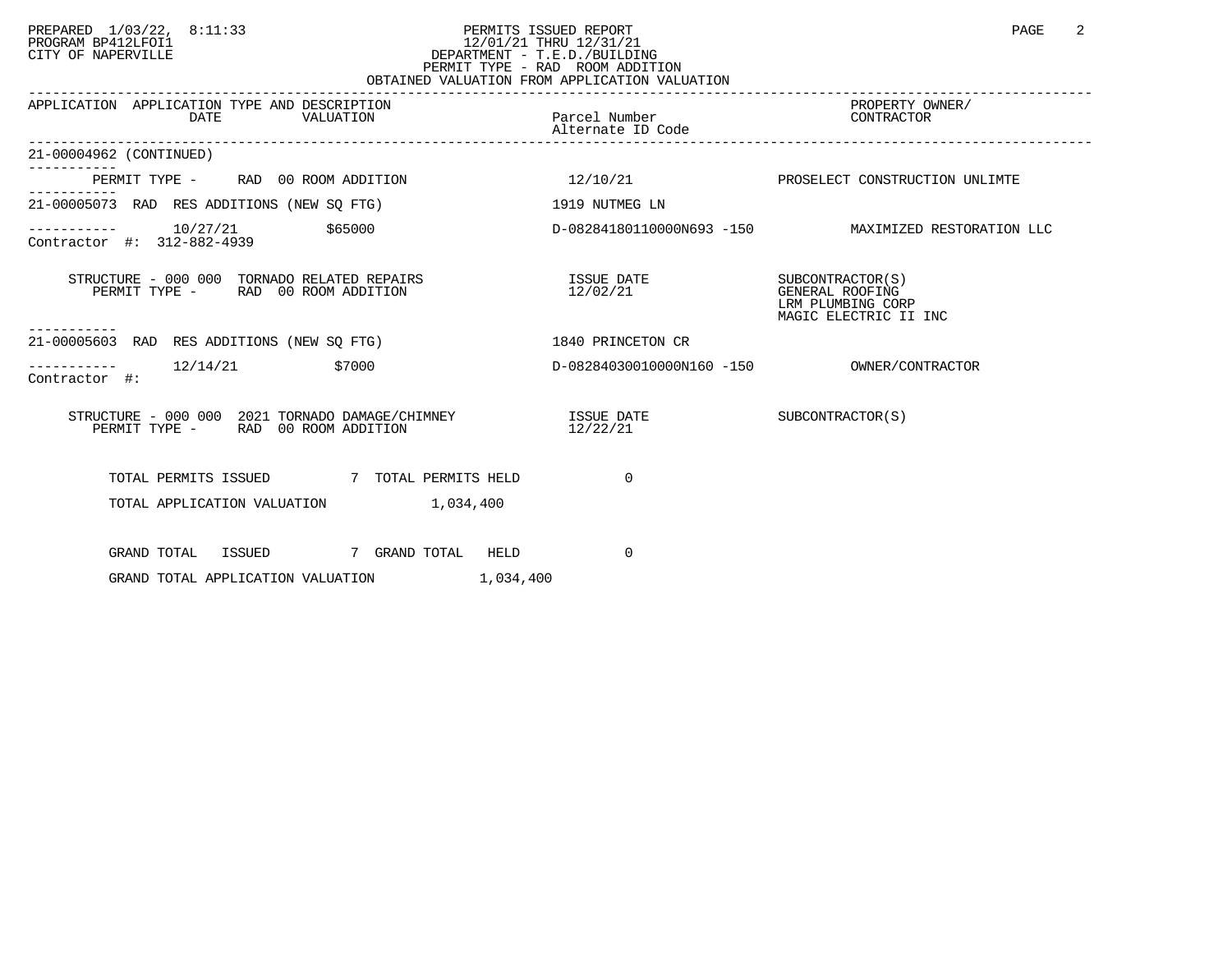PERMITS ISSUED REPORT
12/01/21 THRU 12/31/21
DEPARTMENT - T.E.D./BUILDING
PERMIT TYPE - RAD ROOM ADDITION
OBTAINED VALUATION FROM APPLICATION VALUATION

PREPARED 1/03/22, 8:11:33
PROGRAM BP412LFOI1
CITY OF NAPERVILLE

| APPLICATION | APPLICATION TYPE AND DESCRIPTION DATE | VALUATION | Parcel Number Alternate ID Code | PROPERTY OWNER/ CONTRACTOR |
|---|---|---|---|---|
| 21-00004962 (CONTINUED) | | | | |
| | PERMIT TYPE - RAD 00 ROOM ADDITION | | 12/10/21 | PROSELECT CONSTRUCTION UNLIMTE |
| 21-00005073 | RAD RES ADDITIONS (NEW SQ FTG) | | 1919 NUTMEG LN | |
| | 10/27/21 | $65000 | D-08284180110000N693 -150 | MAXIMIZED RESTORATION LLC |
| Contractor #: 312-882-4939 | | | | |
| | STRUCTURE - 000 000 TORNADO RELATED REPAIRS | | ISSUE DATE | SUBCONTRACTOR(S) |
| | PERMIT TYPE - RAD 00 ROOM ADDITION | | 12/02/21 | GENERAL ROOFING |
| | | | | LRM PLUMBING CORP |
| | | | | MAGIC ELECTRIC II INC |
| 21-00005603 | RAD RES ADDITIONS (NEW SQ FTG) | | 1840 PRINCETON CR | |
| | 12/14/21 | $7000 | D-08284030010000N160 -150 | OWNER/CONTRACTOR |
| Contractor #: | | | | |
| | STRUCTURE - 000 000 2021 TORNADO DAMAGE/CHIMNEY | | ISSUE DATE | SUBCONTRACTOR(S) |
| | PERMIT TYPE - RAD 00 ROOM ADDITION | | 12/22/21 | |

TOTAL PERMITS ISSUED 7 TOTAL PERMITS HELD 0

TOTAL APPLICATION VALUATION 1,034,400

GRAND TOTAL ISSUED 7 GRAND TOTAL HELD 0

GRAND TOTAL APPLICATION VALUATION 1,034,400